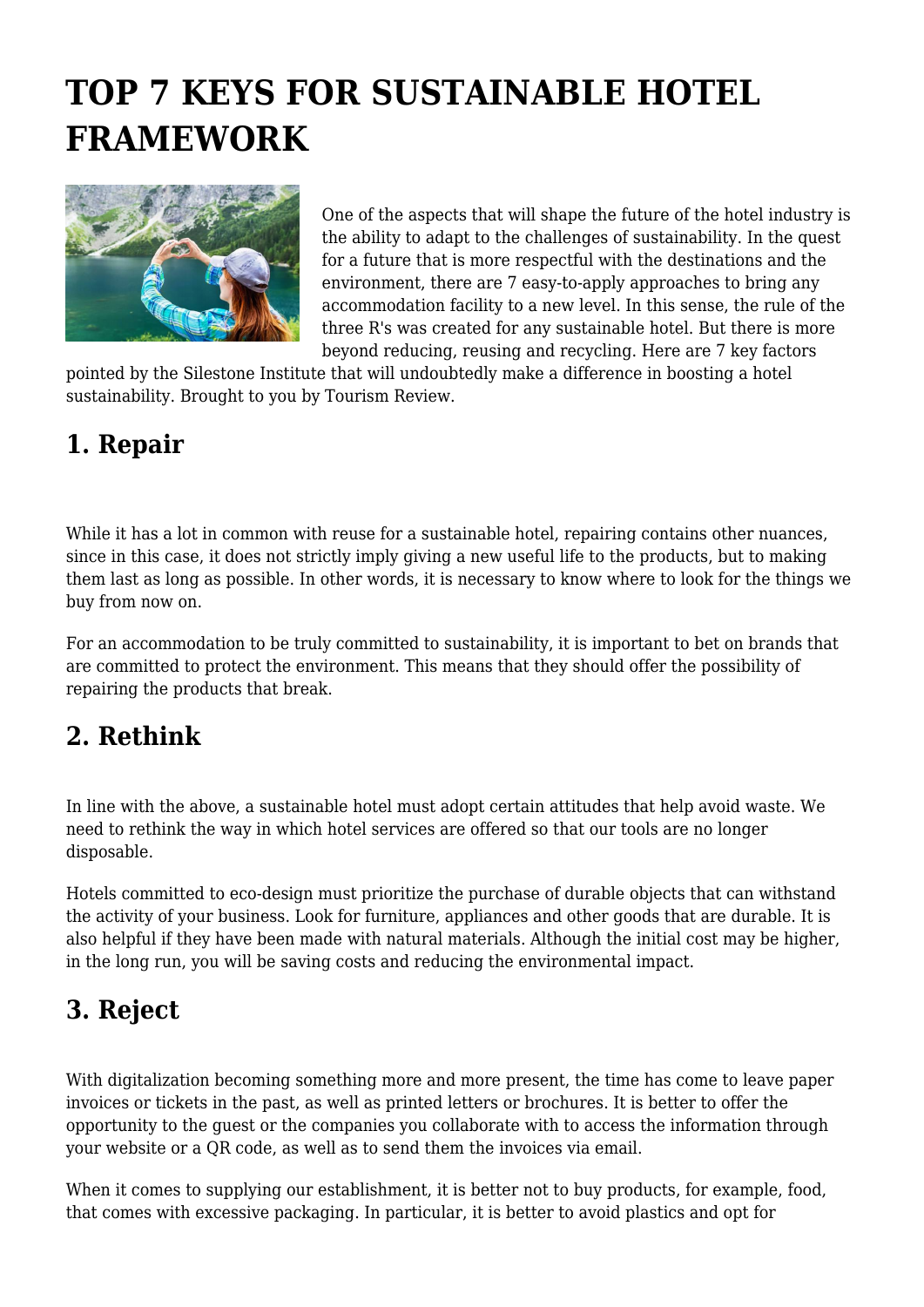# TOP 7 KEYS FOR SUSTAINABLE HOTEL FRAMEWORK

One of the aspects that will shape the future of the hotel industry is the ability to adapt to the challenges of sustainability. In the quest for a future that is more respectful with the destinations and the environment, there are 7 easy-to-apply approaches to bring any accommodation facility to a new level. In this sense, the rule of the three R's was created for any sustainable hotel. But there is more beyond reducing, reusing and recycling. Here are 7 key factors pointed by the Silestone Institute that will undoubtedly make a difference in boosting a hotel sustainability. Brought to you by Tourism Review.

## 1. Repair

While it has a lot in common with reuse for a sustainable hotel, repairing contains other nuances, since in this case, it does not strictly imply giving a new useful life to the products, but to making them last as long as possible. In other words, it is necessary to know where to look for the things we buy from now on.

For an accommodation to be truly committed to sustainability, it is important to bet on brands that are committed to protect the environment. This means that they should offer the possibility of repairing the products that break.

## 2. Rethink

In line with the above, a sustainable hotel must adopt certain attitudes that help avoid waste. We need to rethink the way in which hotel services are offered so that our tools are no longer disposable.

Hotels committed to eco-design must prioritize the purchase of durable objects that can withstand the activity of your business. Look for furniture, appliances and other goods that are durable. It is also helpful if they have been made with natural materials. Although the initial cost may be higher, in the long run, you will be saving costs and reducing the environmental impact.

## 3. Reject

With digitalization becoming something more and more present, the time has come to leave paper invoices or tickets in the past, as well as printed letters or brochures. It is better to offer the opportunity to the guest or the companies you collaborate with to access the information through your website or a QR code, as well as to send them the invoices via email.

When it comes to supplying our establishment, it is better not to buy products, for example, food, that comes with excessive packaging. In particular, it is better to avoid plastics and opt for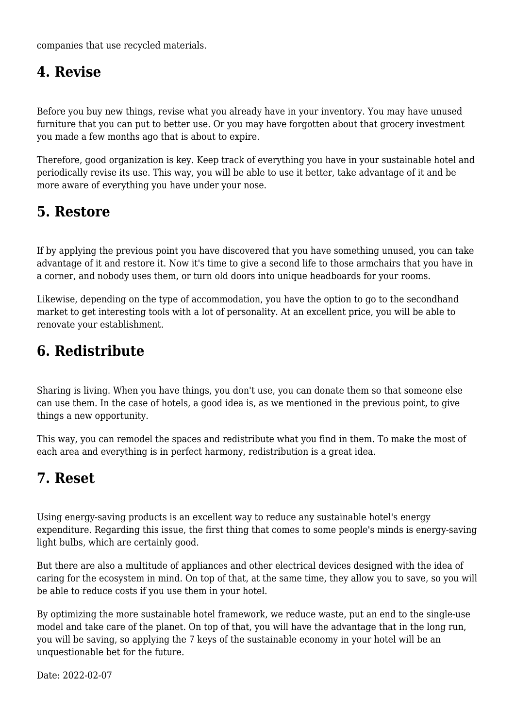companies that use recycled materials.

## 4. Revise

Before you buy new things, revise what you already have in your inventory. You may have unused furniture that you can put to better use. Or you may have forgotten about that grocery investment you made a few months ago that is about to expire.

Therefore, good organization is key. Keep track of everything you have in your sustainable hotel and periodically revise its use. This way, you will be able to use it better, take advantage of it and be more aware of everything you have under your nose.

## 5. Restore

If by applying the previous point you have discovered that you have something unused, you can take advantage of it and restore it. Now it's time to give a second life to those armchairs that you have in a corner, and nobody uses them, or turn old doors into unique headboards for your rooms.

Likewise, depending on the type of accommodation, you have the option to go to the secondhand market to get interesting tools with a lot of personality. At an excellent price, you will be able to renovate your establishment.

## 6. Redistribute

Sharing is living. When you have things, you don't use, you can donate them so that someone else can use them. In the case of hotels, a good idea is, as we mentioned in the previous point, to give things a new opportunity.

This way, you can remodel the spaces and redistribute what you find in them. To make the most of each area and everything is in perfect harmony, redistribution is a great idea.

## 7. Reset

Using energy-saving products is an excellent way to reduce any sustainable hotel's energy expenditure. Regarding this issue, the first thing that comes to some people's minds is energy-saving light bulbs, which are certainly good.

But there are also a multitude of appliances and other electrical devices designed with the idea of caring for the ecosystem in mind. On top of that, at the same time, they allow you to save, so you will be able to reduce costs if you use them in your hotel.

By optimizing the more sustainable hotel framework, we reduce waste, put an end to the single-use model and take care of the planet. On top of that, you will have the advantage that in the long run, you will be saving, so applying the 7 keys of the sustainable economy in your hotel will be an unquestionable bet for the future.

Date: 2022-02-07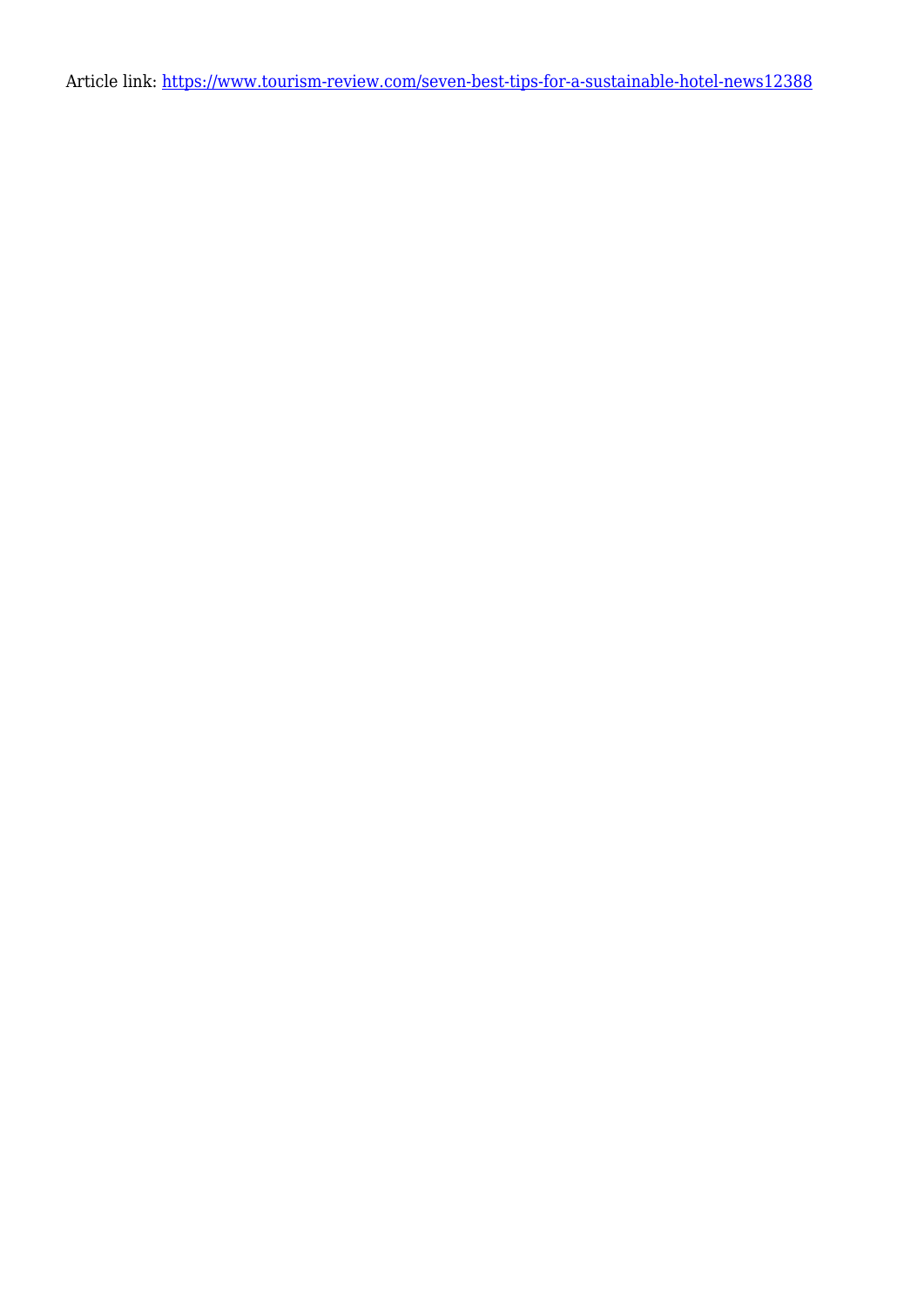Article link: [https://www.tourism-review.com/seven-best-tips-for-a-sustainable-hotel-news12388](https://www.tourism-review.com/seven-best-tips-for-a-sustainable-hotel-news12388)